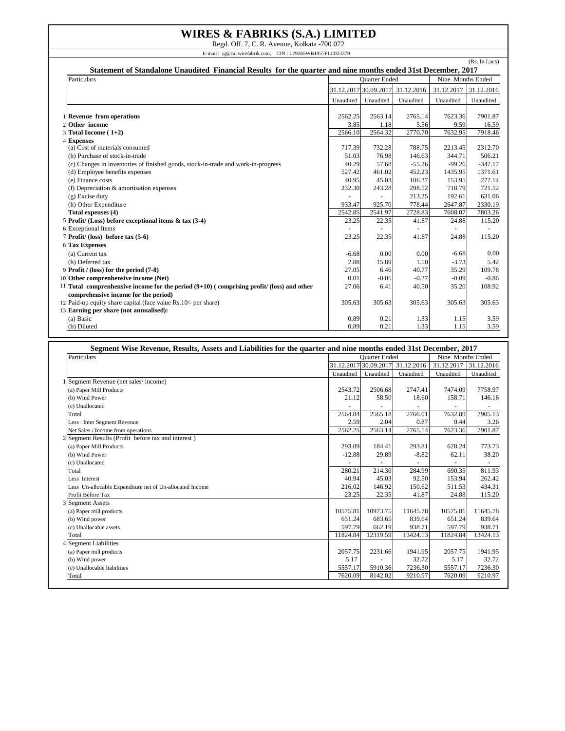# WIRES & FABRIKS (S.A.) LIMITED

Regd. Off. 7, C. R. Avenue, Kolkata -700 072

E-mail : ig@cal.wirefabrik.com, CIN : L29265WB1957PLC023379

(Rs. In Lacs)

## Statement of Standalone Unaudited Financial Results for the quarter and nine months ended 31st December, 2017

| | Particulars | Quarter Ended | | | Nine Months Ended | |
|---|---|---|---|---|---|---|
| | | 31.12.2017 | 30.09.2017 | 31.12.2016 | 31.12.2017 | 31.12.2016 |
| | | Unaudited | Unaudited | Unaudited | Unaudited | Unaudited |
| 1 | **Revenue from operations** | 2562.25 | 2563.14 | 2765.14 | 7623.36 | 7901.87 |
| 2 | **Other income** | 3.85 | 1.18 | 5.56 | 9.59 | 16.59 |
| 3 | **Total Income ( 1+2)** | 2566.10 | 2564.32 | 2770.70 | 7632.95 | 7918.46 |
| 4 | **Expenses** | | | | | |
| | (a) Cost of materials consumed | 717.39 | 732.28 | 788.75 | 2213.45 | 2312.70 |
| | (b) Purchase of stock-in-trade | 51.03 | 76.98 | 146.63 | 344.71 | 506.21 |
| | (c) Changes in inventories of finished goods, stock-in-trade and work-in-progress | 40.29 | 57.68 | -55.26 | -99.26 | -347.17 |
| | (d) Employee benefits expenses | 527.42 | 461.02 | 452.23 | 1435.95 | 1371.61 |
| | (e) Finance costs | 40.95 | 45.03 | 106.27 | 153.95 | 277.14 |
| | (f) Depreciation & amortisation expenses | 232.30 | 243.28 | 298.52 | 718.79 | 721.52 |
| | (g) Excise duty | - | - | 213.25 | 192.61 | 631.06 |
| | (h) Other Expenditure | 933.47 | 925.70 | 778.44 | 2647.87 | 2330.19 |
| | **Total expenses (4)** | 2542.85 | 2541.97 | 2728.83 | 7608.07 | 7803.26 |
| 5 | **Profit/ (Loss) before exceptional items & tax (3-4)** | 23.25 | 22.35 | 41.87 | 24.88 | 115.20 |
| 6 | Exceptional Items | - | - | - | - | - |
| 7 | **Profit/ (loss) before tax (5-6)** | 23.25 | 22.35 | 41.87 | 24.88 | 115.20 |
| 8 | **Tax Expenses** | | | | | |
| | (a) Current tax | -6.68 | 0.00 | 0.00 | -6.68 | 0.00 |
| | (b) Deferred tax | 2.88 | 15.89 | 1.10 | -3.73 | 5.42 |
| 9 | **Profit / (loss) for the period (7-8)** | 27.05 | 6.46 | 40.77 | 35.29 | 109.78 |
| 10 | **Other comprenhensive income (Net)** | 0.01 | -0.05 | -0.27 | -0.09 | -0.86 |
| 11 | **Total comprenhensive income for the period (9+10) ( comprising profit/ (loss) and other comprenhensive income for the period)** | 27.06 | 6.41 | 40.50 | 35.20 | 108.92 |
| 12 | Paid-up equity share capital (face value Rs.10/- per share) | 305.63 | 305.63 | 305.63 | 305.63 | 305.63 |
| 13 | **Earning per share (not annualised):** | | | | | |
| | (a) Basic | 0.89 | 0.21 | 1.33 | 1.15 | 3.59 |
| | (b) Diluted | 0.89 | 0.21 | 1.33 | 1.15 | 3.59 |

## Segment Wise Revenue, Results, Assets and Liabilities for the quarter and nine months ended 31st December, 2017

| | Particulars | Quarter Ended | | | Nine Months Ended | |
|---|---|---|---|---|---|---|
| | | 31.12.2017 | 30.09.2017 | 31.12.2016 | 31.12.2017 | 31.12.2016 |
| | | Unaudited | Unaudited | Unaudited | Unaudited | Unaudited |
| 1 | Segment Revenue (net sales/ income) | | | | | |
| | (a) Paper Mill Products | 2543.72 | 2506.68 | 2747.41 | 7474.09 | 7758.97 |
| | (b) Wind Power | 21.12 | 58.50 | 18.60 | 158.71 | 146.16 |
| | (c) Unallocated | - | - | - | - | - |
| | Total | 2564.84 | 2565.18 | 2766.01 | 7632.80 | 7905.13 |
| | Less : Inter Segment Revenue | 2.59 | 2.04 | 0.87 | 9.44 | 3.26 |
| | Net Sales / Income from operations | 2562.25 | 2563.14 | 2765.14 | 7623.36 | 7901.87 |
| 2 | Segment Results (Profit before tax and interest ) | | | | | |
| | (a) Paper Mill Products | 293.09 | 184.41 | 293.81 | 628.24 | 773.73 |
| | (b) Wind Power | -12.88 | 29.89 | -8.82 | 62.11 | 38.20 |
| | (c) Unallocated | - | - | - | - | - |
| | Total | 280.21 | 214.30 | 284.99 | 690.35 | 811.93 |
| | Less Interest | 40.94 | 45.03 | 92.50 | 153.94 | 262.42 |
| | Less Un-allocable Expenditure net of Un-allocated Income | 216.02 | 146.92 | 150.62 | 511.53 | 434.31 |
| | Profit Before Tax | 23.25 | 22.35 | 41.87 | 24.88 | 115.20 |
| 3 | Segment Assets | | | | | |
| | (a) Paper mill products | 10575.81 | 10973.75 | 11645.78 | 10575.81 | 11645.78 |
| | (b) Wind power | 651.24 | 683.65 | 839.64 | 651.24 | 839.64 |
| | (c) Unallocable assets | 597.79 | 662.19 | 938.71 | 597.79 | 938.71 |
| | Total | 11824.84 | 12319.59 | 13424.13 | 11824.84 | 13424.13 |
| 4 | Segment Liabilities | | | | | |
| | (a) Paper mill products | 2057.75 | 2231.66 | 1941.95 | 2057.75 | 1941.95 |
| | (b) Wind power | 5.17 | - | 32.72 | 5.17 | 32.72 |
| | (c) Unallocable liabilities | 5557.17 | 5910.36 | 7236.30 | 5557.17 | 7236.30 |
| | Total | 7620.09 | 8142.02 | 9210.97 | 7620.09 | 9210.97 |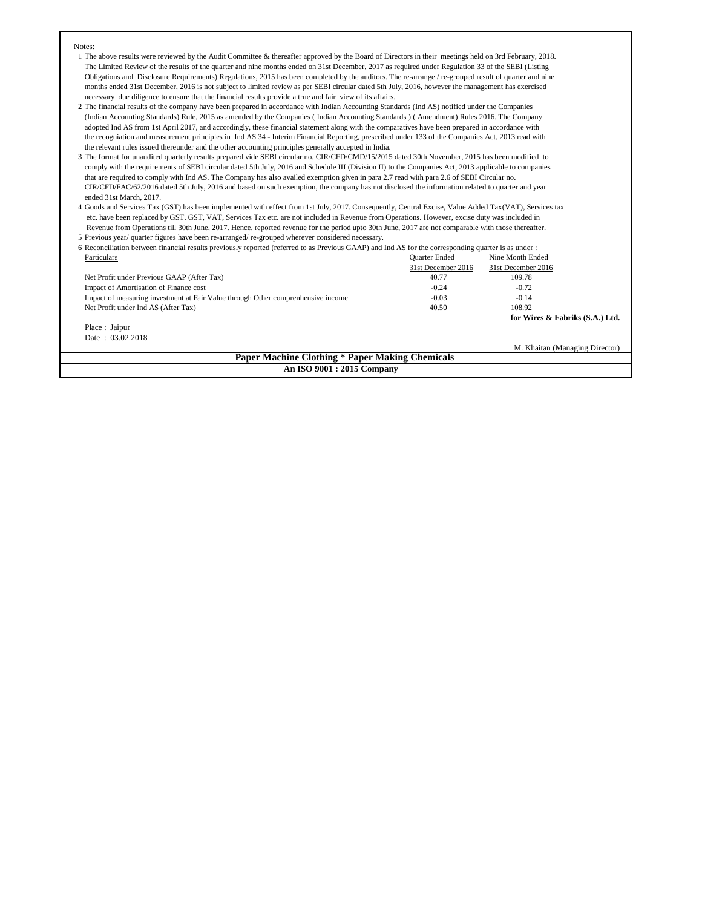Notes:

1 The above results were reviewed by the Audit Committee & thereafter approved by the Board of Directors in their meetings held on 3rd February, 2018. The Limited Review of the results of the quarter and nine months ended on 31st December, 2017 as required under Regulation 33 of the SEBI (Listing Obligations and Disclosure Requirements) Regulations, 2015 has been completed by the auditors. The re-arrange / re-grouped result of quarter and nine months ended 31st December, 2016 is not subject to limited review as per SEBI circular dated 5th July, 2016, however the management has exercised necessary due diligence to ensure that the financial results provide a true and fair view of its affairs.

2 The financial results of the company have been prepared in accordance with Indian Accounting Standards (Ind AS) notified under the Companies (Indian Accounting Standards) Rule, 2015 as amended by the Companies ( Indian Accounting Standards ) ( Amendment) Rules 2016. The Company adopted Ind AS from 1st April 2017, and accordingly, these financial statement along with the comparatives have been prepared in accordance with the recogniation and measurement principles in Ind AS 34 - Interim Financial Reporting, prescribed under 133 of the Companies Act, 2013 read with the relevant rules issued thereunder and the other accounting principles generally accepted in India.

3 The format for unaudited quarterly results prepared vide SEBI circular no. CIR/CFD/CMD/15/2015 dated 30th November, 2015 has been modified to comply with the requirements of SEBI circular dated 5th July, 2016 and Schedule III (Division II) to the Companies Act, 2013 applicable to companies that are required to comply with Ind AS. The Company has also availed exemption given in para 2.7 read with para 2.6 of SEBI Circular no. CIR/CFD/FAC/62/2016 dated 5th July, 2016 and based on such exemption, the company has not disclosed the information related to quarter and year ended 31st March, 2017.

4 Goods and Services Tax (GST) has been implemented with effect from 1st July, 2017. Consequently, Central Excise, Value Added Tax(VAT), Services tax etc. have been replaced by GST. GST, VAT, Services Tax etc. are not included in Revenue from Operations. However, excise duty was included in Revenue from Operations till 30th June, 2017. Hence, reported revenue for the period upto 30th June, 2017 are not comparable with those thereafter.

5 Previous year/ quarter figures have been re-arranged/ re-grouped wherever considered necessary.

6 Reconciliation between financial results previously reported (referred to as Previous GAAP) and Ind AS for the corresponding quarter is as under :

| Particulars | Quarter Ended 31st December 2016 | Nine Month Ended 31st December 2016 |
|---|---|---|
| Net Profit under Previous GAAP (After Tax) | 40.77 | 109.78 |
| Impact of Amortisation of Finance cost | -0.24 | -0.72 |
| Impact of measuring investment at Fair Value through Other comprenhensive income | -0.03 | -0.14 |
| Net Profit under Ind AS (After Tax) | 40.50 | 108.92 |

**for Wires & Fabriks (S.A.) Ltd.**

Place : Jaipur

Date : 03.02.2018

M. Khaitan (Managing Director)

**Paper Machine Clothing * Paper Making Chemicals**

**An ISO 9001 : 2015 Company**